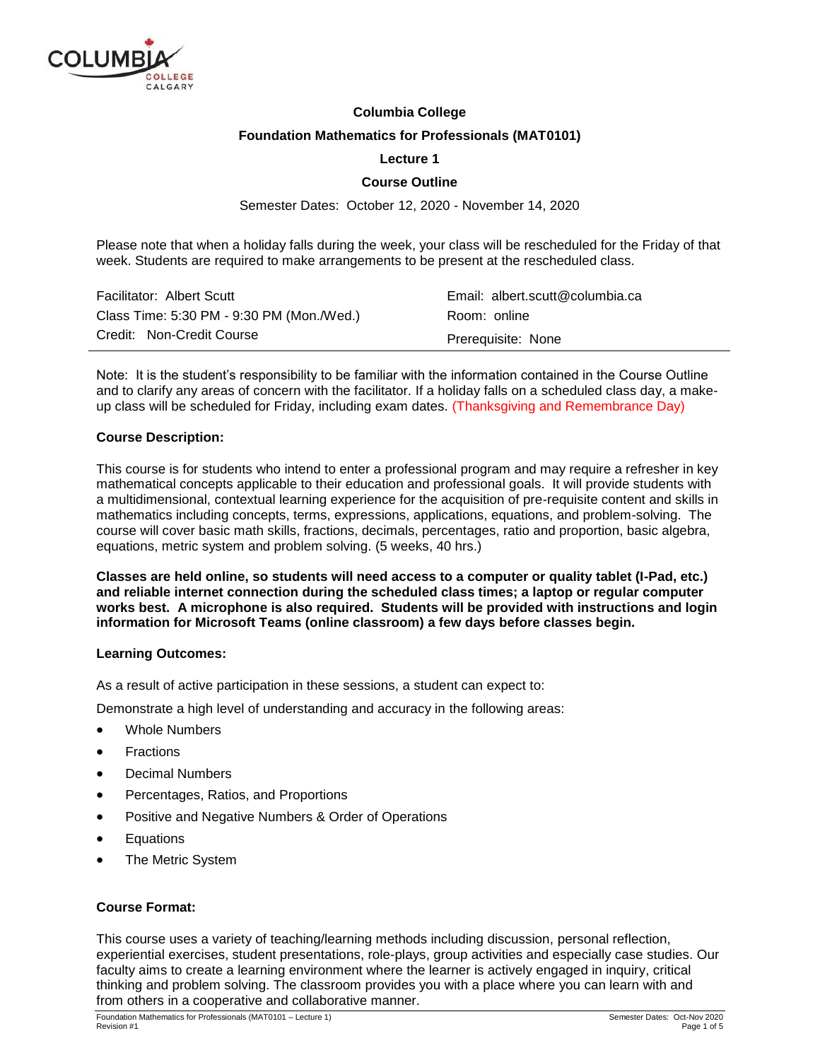# Columbia College

## Foundation Mathematics for Professionals (MAT0101)

### Lecture 1

### Course Outline

Semester Dates: October 12, 2020 - November 14, 2020

Please note that when a holiday falls during the week, your class will be rescheduled for the Friday of that week. Students are required to make arrangements to be present at the rescheduled class.

| | |
|---|---|
| Facilitator: Albert Scutt | Email: albert.scutt@columbia.ca |
| Class Time: 5:30 PM - 9:30 PM (Mon./Wed.) | Room: online |
| Credit: Non-Credit Course | Prerequisite: None |

Note: It is the student's responsibility to be familiar with the information contained in the Course Outline and to clarify any areas of concern with the facilitator. If a holiday falls on a scheduled class day, a make-up class will be scheduled for Friday, including exam dates. (Thanksgiving and Remembrance Day)

**Course Description:**

This course is for students who intend to enter a professional program and may require a refresher in key mathematical concepts applicable to their education and professional goals. It will provide students with a multidimensional, contextual learning experience for the acquisition of pre-requisite content and skills in mathematics including concepts, terms, expressions, applications, equations, and problem-solving. The course will cover basic math skills, fractions, decimals, percentages, ratio and proportion, basic algebra, equations, metric system and problem solving. (5 weeks, 40 hrs.)

**Classes are held online, so students will need access to a computer or quality tablet (I-Pad, etc.) and reliable internet connection during the scheduled class times; a laptop or regular computer works best. A microphone is also required. Students will be provided with instructions and login information for Microsoft Teams (online classroom) a few days before classes begin.**

**Learning Outcomes:**

As a result of active participation in these sessions, a student can expect to:

Demonstrate a high level of understanding and accuracy in the following areas:

- Whole Numbers
- Fractions
- Decimal Numbers
- Percentages, Ratios, and Proportions
- Positive and Negative Numbers & Order of Operations
- Equations
- The Metric System

**Course Format:**

This course uses a variety of teaching/learning methods including discussion, personal reflection, experiential exercises, student presentations, role-plays, group activities and especially case studies. Our faculty aims to create a learning environment where the learner is actively engaged in inquiry, critical thinking and problem solving. The classroom provides you with a place where you can learn with and from others in a cooperative and collaborative manner.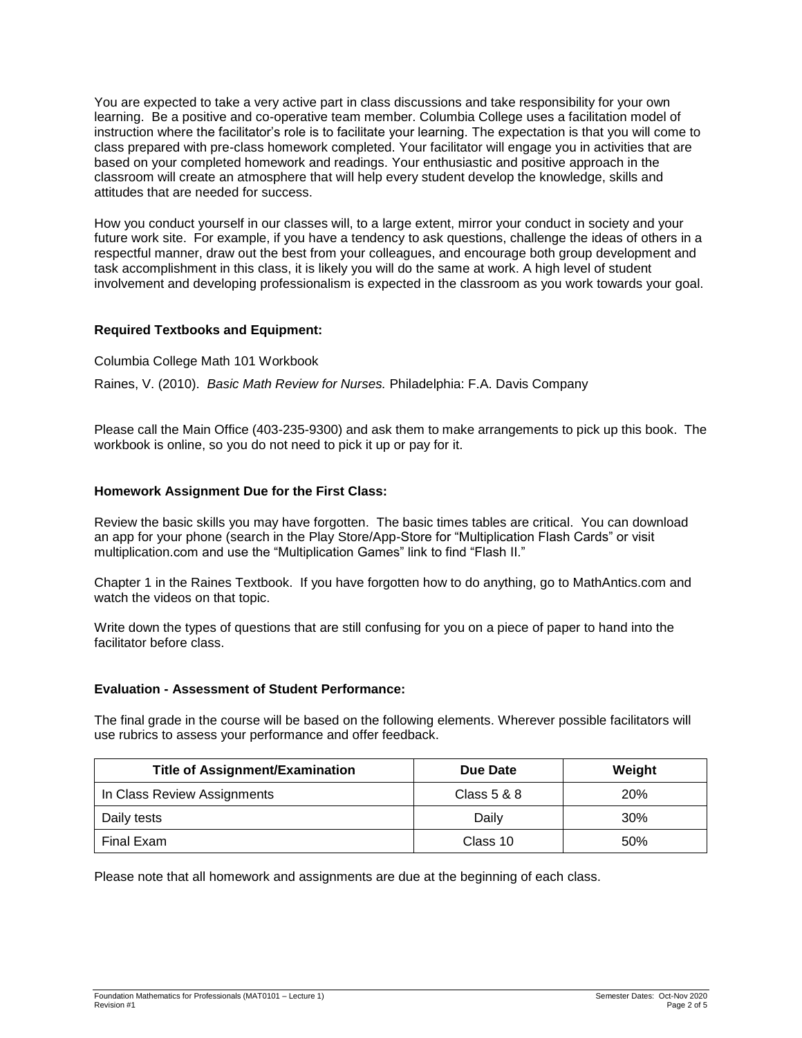You are expected to take a very active part in class discussions and take responsibility for your own learning. Be a positive and co-operative team member. Columbia College uses a facilitation model of instruction where the facilitator's role is to facilitate your learning. The expectation is that you will come to class prepared with pre-class homework completed. Your facilitator will engage you in activities that are based on your completed homework and readings. Your enthusiastic and positive approach in the classroom will create an atmosphere that will help every student develop the knowledge, skills and attitudes that are needed for success.

How you conduct yourself in our classes will, to a large extent, mirror your conduct in society and your future work site. For example, if you have a tendency to ask questions, challenge the ideas of others in a respectful manner, draw out the best from your colleagues, and encourage both group development and task accomplishment in this class, it is likely you will do the same at work. A high level of student involvement and developing professionalism is expected in the classroom as you work towards your goal.

### Required Textbooks and Equipment:

Columbia College Math 101 Workbook

Raines, V. (2010). *Basic Math Review for Nurses.* Philadelphia: F.A. Davis Company

Please call the Main Office (403-235-9300) and ask them to make arrangements to pick up this book. The workbook is online, so you do not need to pick it up or pay for it.

### Homework Assignment Due for the First Class:

Review the basic skills you may have forgotten. The basic times tables are critical. You can download an app for your phone (search in the Play Store/App-Store for "Multiplication Flash Cards" or visit multiplication.com and use the "Multiplication Games" link to find "Flash II."

Chapter 1 in the Raines Textbook. If you have forgotten how to do anything, go to MathAntics.com and watch the videos on that topic.

Write down the types of questions that are still confusing for you on a piece of paper to hand into the facilitator before class.

### Evaluation - Assessment of Student Performance:

The final grade in the course will be based on the following elements. Wherever possible facilitators will use rubrics to assess your performance and offer feedback.

| Title of Assignment/Examination | Due Date | Weight |
| --- | --- | --- |
| In Class Review Assignments | Class 5 & 8 | 20% |
| Daily tests | Daily | 30% |
| Final Exam | Class 10 | 50% |

Please note that all homework and assignments are due at the beginning of each class.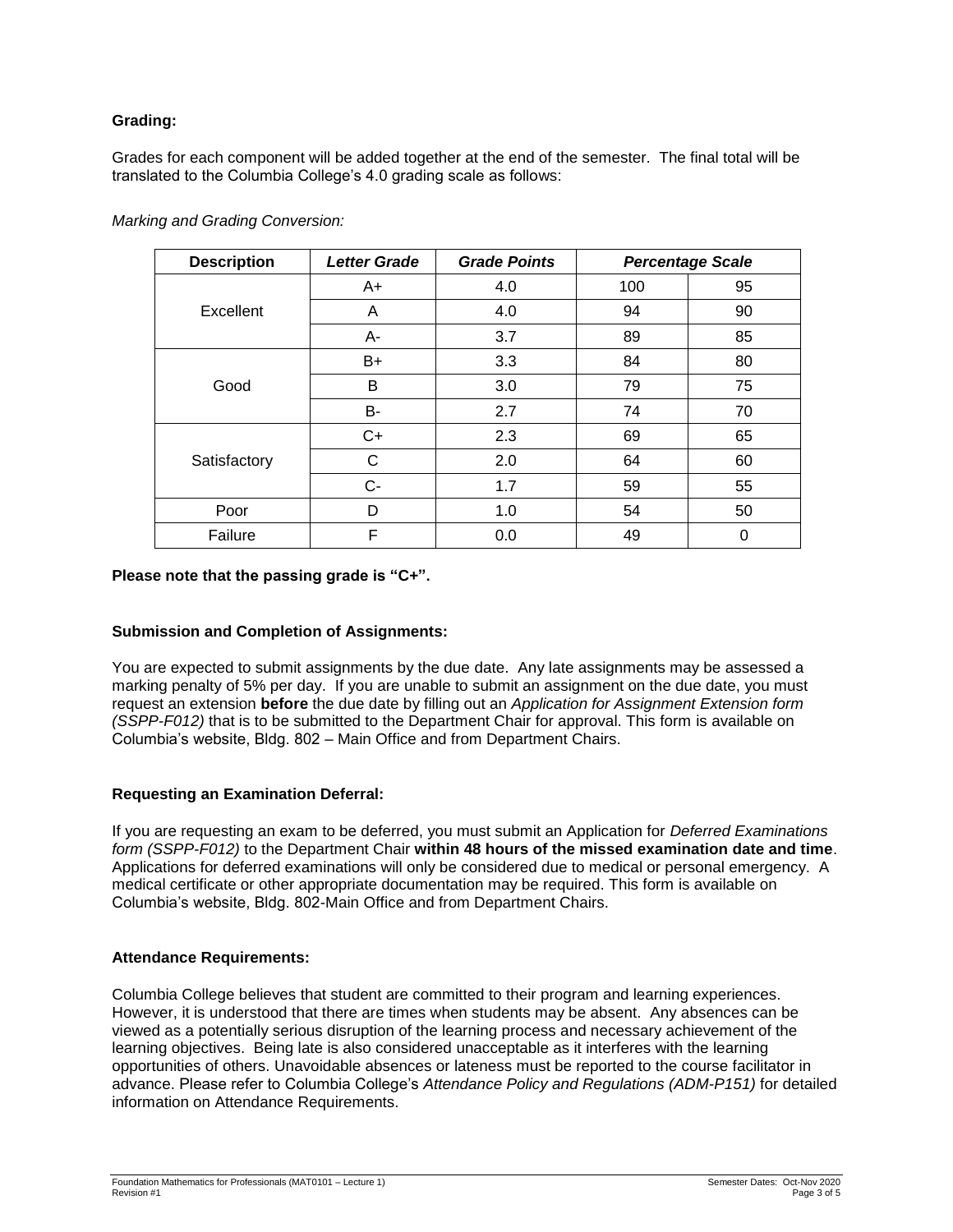**Grading:**

Grades for each component will be added together at the end of the semester. The final total will be translated to the Columbia College's 4.0 grading scale as follows:

*Marking and Grading Conversion:*

| Description | *Letter Grade* | *Grade Points* | *Percentage Scale* | |
|---|---|---|---|---|
| Excellent | A+ | 4.0 | 100 | 95 |
| | A | 4.0 | 94 | 90 |
| | A- | 3.7 | 89 | 85 |
| Good | B+ | 3.3 | 84 | 80 |
| | B | 3.0 | 79 | 75 |
| | B- | 2.7 | 74 | 70 |
| Satisfactory | C+ | 2.3 | 69 | 65 |
| | C | 2.0 | 64 | 60 |
| | C- | 1.7 | 59 | 55 |
| Poor | D | 1.0 | 54 | 50 |
| Failure | F | 0.0 | 49 | 0 |

**Please note that the passing grade is "C+".**

**Submission and Completion of Assignments:**

You are expected to submit assignments by the due date. Any late assignments may be assessed a marking penalty of 5% per day. If you are unable to submit an assignment on the due date, you must request an extension **before** the due date by filling out an *Application for Assignment Extension form (SSPP-F012)* that is to be submitted to the Department Chair for approval. This form is available on Columbia's website, Bldg. 802 – Main Office and from Department Chairs.

**Requesting an Examination Deferral:**

If you are requesting an exam to be deferred, you must submit an Application for *Deferred Examinations form (SSPP-F012)* to the Department Chair **within 48 hours of the missed examination date and time**. Applications for deferred examinations will only be considered due to medical or personal emergency. A medical certificate or other appropriate documentation may be required. This form is available on Columbia's website, Bldg. 802-Main Office and from Department Chairs.

**Attendance Requirements:**

Columbia College believes that student are committed to their program and learning experiences. However, it is understood that there are times when students may be absent. Any absences can be viewed as a potentially serious disruption of the learning process and necessary achievement of the learning objectives. Being late is also considered unacceptable as it interferes with the learning opportunities of others. Unavoidable absences or lateness must be reported to the course facilitator in advance. Please refer to Columbia College's *Attendance Policy and Regulations (ADM-P151)* for detailed information on Attendance Requirements.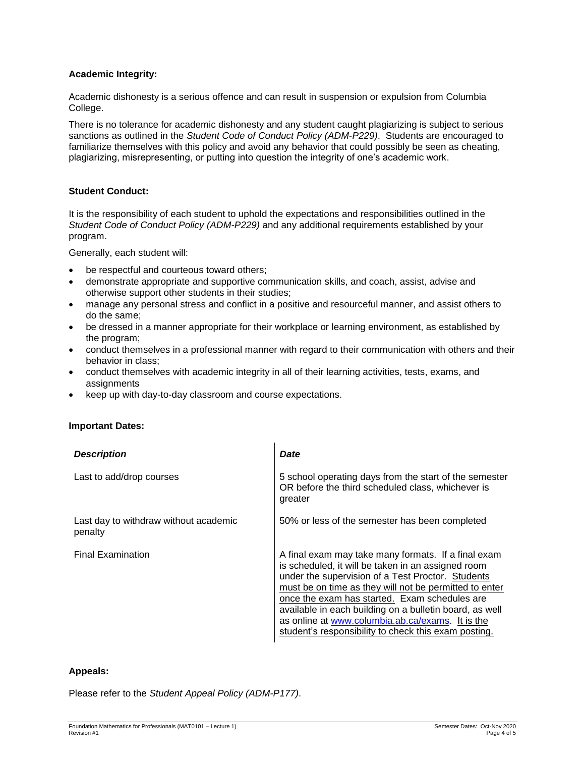**Academic Integrity:**

Academic dishonesty is a serious offence and can result in suspension or expulsion from Columbia College.

There is no tolerance for academic dishonesty and any student caught plagiarizing is subject to serious sanctions as outlined in the *Student Code of Conduct Policy (ADM-P229)*. Students are encouraged to familiarize themselves with this policy and avoid any behavior that could possibly be seen as cheating, plagiarizing, misrepresenting, or putting into question the integrity of one's academic work.

**Student Conduct:**

It is the responsibility of each student to uphold the expectations and responsibilities outlined in the *Student Code of Conduct Policy (ADM-P229)* and any additional requirements established by your program.

Generally, each student will:

- be respectful and courteous toward others;
- demonstrate appropriate and supportive communication skills, and coach, assist, advise and otherwise support other students in their studies;
- manage any personal stress and conflict in a positive and resourceful manner, and assist others to do the same;
- be dressed in a manner appropriate for their workplace or learning environment, as established by the program;
- conduct themselves in a professional manner with regard to their communication with others and their behavior in class;
- conduct themselves with academic integrity in all of their learning activities, tests, exams, and assignments
- keep up with day-to-day classroom and course expectations.

**Important Dates:**

| ***Description*** | ***Date*** |
|---|---|
| Last to add/drop courses | 5 school operating days from the start of the semester OR before the third scheduled class, whichever is greater |
| Last day to withdraw without academic penalty | 50% or less of the semester has been completed |
| Final Examination | A final exam may take many formats. If a final exam is scheduled, it will be taken in an assigned room under the supervision of a Test Proctor. <u>Students must be on time as they will not be permitted to enter once the exam has started.</u> Exam schedules are available in each building on a bulletin board, as well as online at [www.columbia.ab.ca/exams](http://www.columbia.ab.ca/exams). <u>It is the student's responsibility to check this exam posting.</u> |

**Appeals:**

Please refer to the *Student Appeal Policy (ADM-P177)*.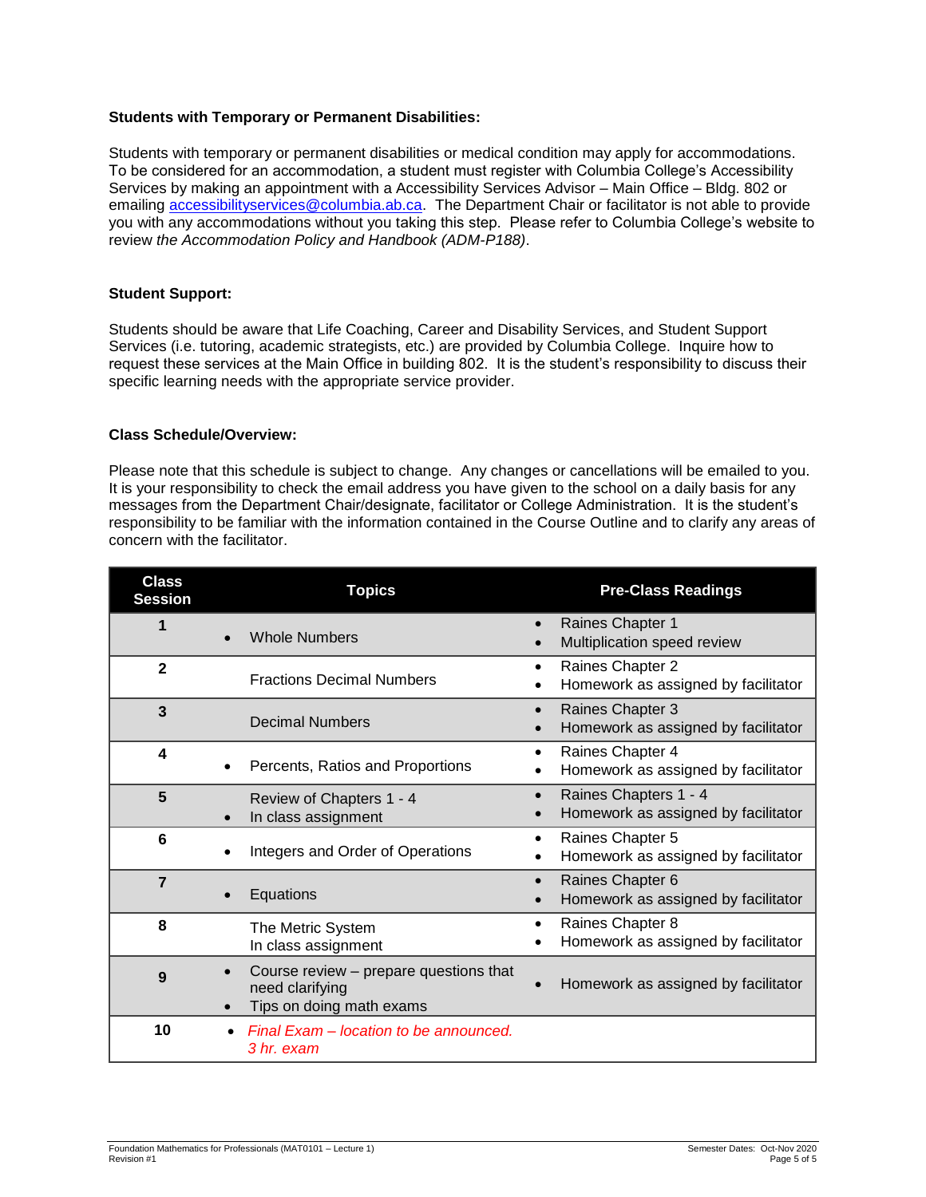**Students with Temporary or Permanent Disabilities:**

Students with temporary or permanent disabilities or medical condition may apply for accommodations. To be considered for an accommodation, a student must register with Columbia College's Accessibility Services by making an appointment with a Accessibility Services Advisor – Main Office – Bldg. 802 or emailing accessibilityservices@columbia.ab.ca. The Department Chair or facilitator is not able to provide you with any accommodations without you taking this step. Please refer to Columbia College's website to review *the Accommodation Policy and Handbook (ADM-P188)*.

**Student Support:**

Students should be aware that Life Coaching, Career and Disability Services, and Student Support Services (i.e. tutoring, academic strategists, etc.) are provided by Columbia College. Inquire how to request these services at the Main Office in building 802. It is the student's responsibility to discuss their specific learning needs with the appropriate service provider.

**Class Schedule/Overview:**

Please note that this schedule is subject to change. Any changes or cancellations will be emailed to you. It is your responsibility to check the email address you have given to the school on a daily basis for any messages from the Department Chair/designate, facilitator or College Administration. It is the student's responsibility to be familiar with the information contained in the Course Outline and to clarify any areas of concern with the facilitator.

| Class Session | Topics | Pre-Class Readings |
|---|---|---|
| 1 | • Whole Numbers | • Raines Chapter 1<br>• Multiplication speed review |
| 2 | Fractions Decimal Numbers | • Raines Chapter 2<br>• Homework as assigned by facilitator |
| 3 | Decimal Numbers | • Raines Chapter 3<br>• Homework as assigned by facilitator |
| 4 | • Percents, Ratios and Proportions | • Raines Chapter 4<br>• Homework as assigned by facilitator |
| 5 | Review of Chapters 1 - 4<br>• In class assignment | • Raines Chapters 1 - 4<br>• Homework as assigned by facilitator |
| 6 | • Integers and Order of Operations | • Raines Chapter 5<br>• Homework as assigned by facilitator |
| 7 | • Equations | • Raines Chapter 6<br>• Homework as assigned by facilitator |
| 8 | The Metric System<br>In class assignment | • Raines Chapter 8<br>• Homework as assigned by facilitator |
| 9 | • Course review – prepare questions that need clarifying<br>• Tips on doing math exams | • Homework as assigned by facilitator |
| 10 | • *Final Exam – location to be announced. 3 hr. exam* | |